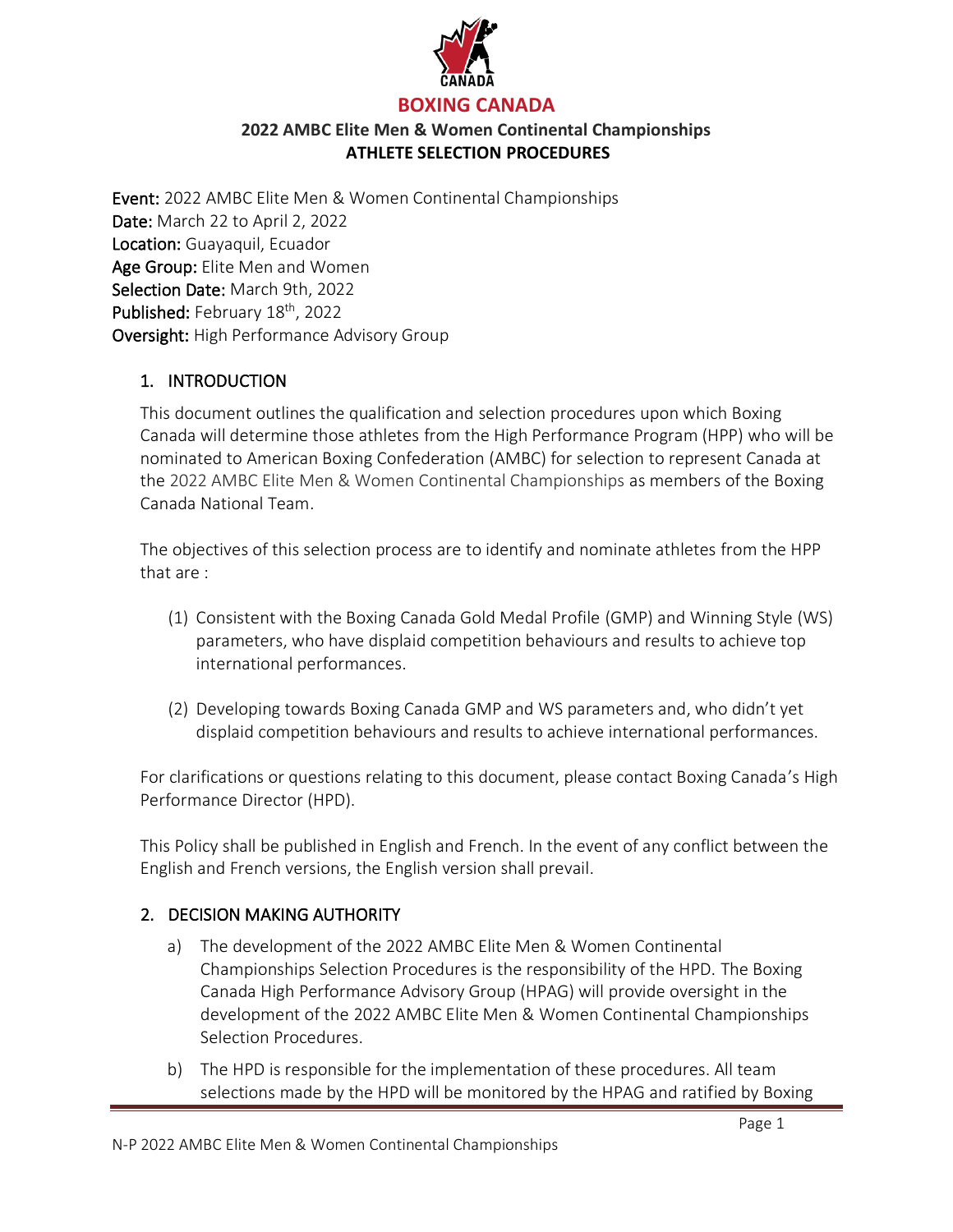# BOXING CANADA

## 2022 AMBC Elite Men & Women Continental Championships
## ATHLETE SELECTION PROCEDURES

**Event:** 2022 AMBC Elite Men & Women Continental Championships
**Date:** March 22 to April 2, 2022
**Location:** Guayaquil, Ecuador
**Age Group:** Elite Men and Women
**Selection Date:** March 9th, 2022
**Published:** February 18th, 2022
**Oversight:** High Performance Advisory Group

### 1. INTRODUCTION

This document outlines the qualification and selection procedures upon which Boxing Canada will determine those athletes from the High Performance Program (HPP) who will be nominated to American Boxing Confederation (AMBC) for selection to represent Canada at the 2022 AMBC Elite Men & Women Continental Championships as members of the Boxing Canada National Team.

The objectives of this selection process are to identify and nominate athletes from the HPP that are :

(1) Consistent with the Boxing Canada Gold Medal Profile (GMP) and Winning Style (WS) parameters, who have displaid competition behaviours and results to achieve top international performances.

(2) Developing towards Boxing Canada GMP and WS parameters and, who didn't yet displaid competition behaviours and results to achieve international performances.

For clarifications or questions relating to this document, please contact Boxing Canada's High Performance Director (HPD).

This Policy shall be published in English and French. In the event of any conflict between the English and French versions, the English version shall prevail.

### 2. DECISION MAKING AUTHORITY

a) The development of the 2022 AMBC Elite Men & Women Continental Championships Selection Procedures is the responsibility of the HPD. The Boxing Canada High Performance Advisory Group (HPAG) will provide oversight in the development of the 2022 AMBC Elite Men & Women Continental Championships Selection Procedures.

b) The HPD is responsible for the implementation of these procedures. All team selections made by the HPD will be monitored by the HPAG and ratified by Boxing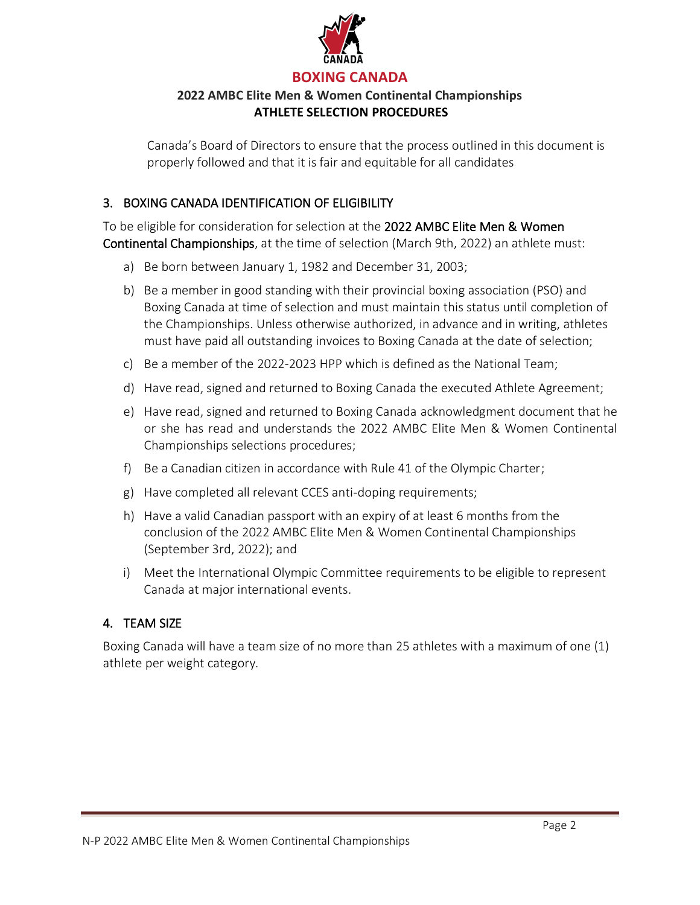Canada's Board of Directors to ensure that the process outlined in this document is properly followed and that it is fair and equitable for all candidates

## 3. BOXING CANADA IDENTIFICATION OF ELIGIBILITY

To be eligible for consideration for selection at the **2022 AMBC Elite Men & Women Continental Championships**, at the time of selection (March 9th, 2022) an athlete must:

a) Be born between January 1, 1982 and December 31, 2003;

b) Be a member in good standing with their provincial boxing association (PSO) and Boxing Canada at time of selection and must maintain this status until completion of the Championships. Unless otherwise authorized, in advance and in writing, athletes must have paid all outstanding invoices to Boxing Canada at the date of selection;

c) Be a member of the 2022-2023 HPP which is defined as the National Team;

d) Have read, signed and returned to Boxing Canada the executed Athlete Agreement;

e) Have read, signed and returned to Boxing Canada acknowledgment document that he or she has read and understands the 2022 AMBC Elite Men & Women Continental Championships selections procedures;

f) Be a Canadian citizen in accordance with Rule 41 of the Olympic Charter;

g) Have completed all relevant CCES anti-doping requirements;

h) Have a valid Canadian passport with an expiry of at least 6 months from the conclusion of the 2022 AMBC Elite Men & Women Continental Championships (September 3rd, 2022); and

i) Meet the International Olympic Committee requirements to be eligible to represent Canada at major international events.

## 4. TEAM SIZE

Boxing Canada will have a team size of no more than 25 athletes with a maximum of one (1) athlete per weight category.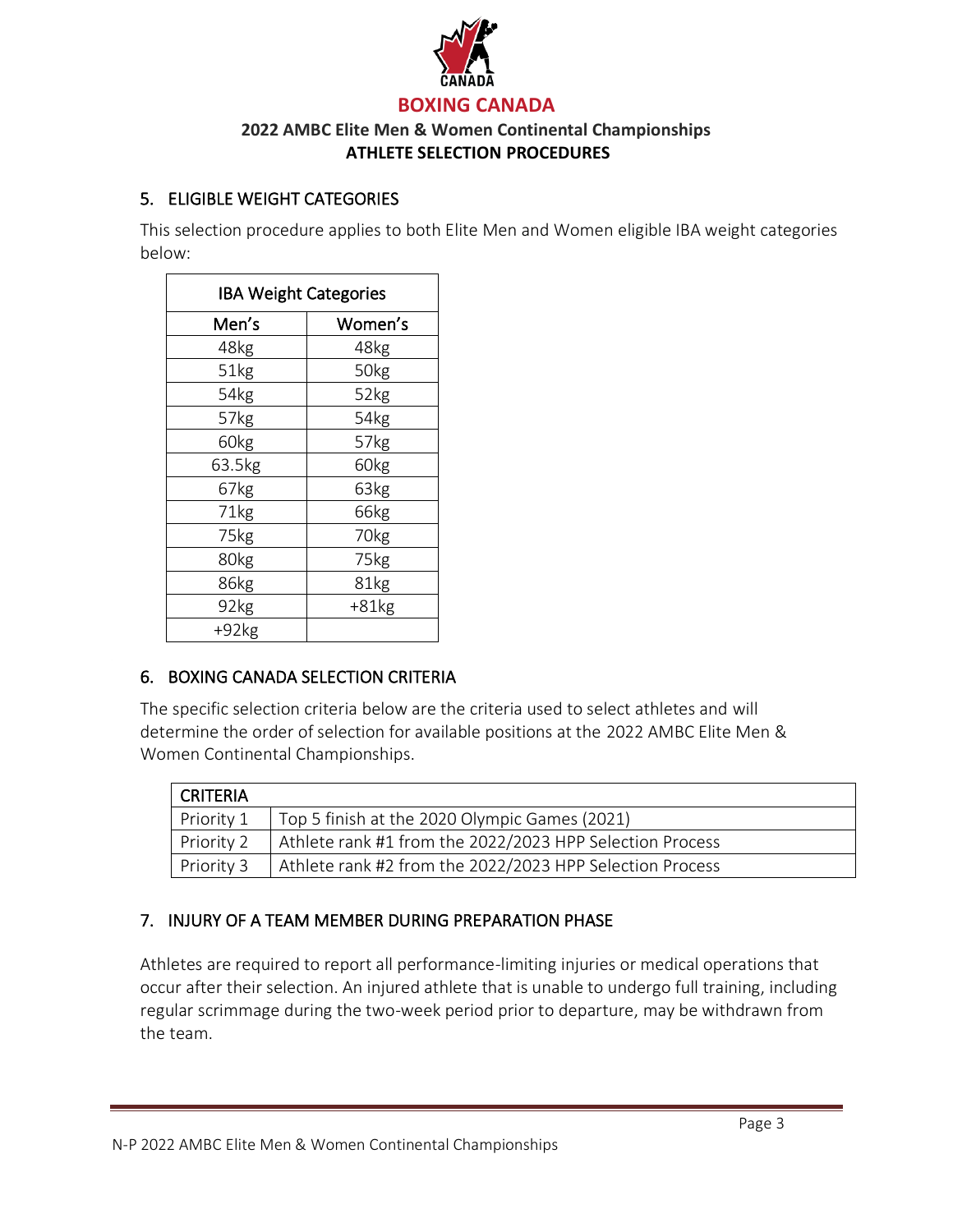## 5. ELIGIBLE WEIGHT CATEGORIES

This selection procedure applies to both Elite Men and Women eligible IBA weight categories below:

| IBA Weight Categories | |
|---|---|
| **Men's** | **Women's** |
| 48kg | 48kg |
| 51kg | 50kg |
| 54kg | 52kg |
| 57kg | 54kg |
| 60kg | 57kg |
| 63.5kg | 60kg |
| 67kg | 63kg |
| 71kg | 66kg |
| 75kg | 70kg |
| 80kg | 75kg |
| 86kg | 81kg |
| 92kg | +81kg |
| +92kg | |

## 6. BOXING CANADA SELECTION CRITERIA

The specific selection criteria below are the criteria used to select athletes and will determine the order of selection for available positions at the 2022 AMBC Elite Men & Women Continental Championships.

| CRITERIA | |
|---|---|
| Priority 1 | Top 5 finish at the 2020 Olympic Games (2021) |
| Priority 2 | Athlete rank #1 from the 2022/2023 HPP Selection Process |
| Priority 3 | Athlete rank #2 from the 2022/2023 HPP Selection Process |

## 7. INJURY OF A TEAM MEMBER DURING PREPARATION PHASE

Athletes are required to report all performance-limiting injuries or medical operations that occur after their selection. An injured athlete that is unable to undergo full training, including regular scrimmage during the two-week period prior to departure, may be withdrawn from the team.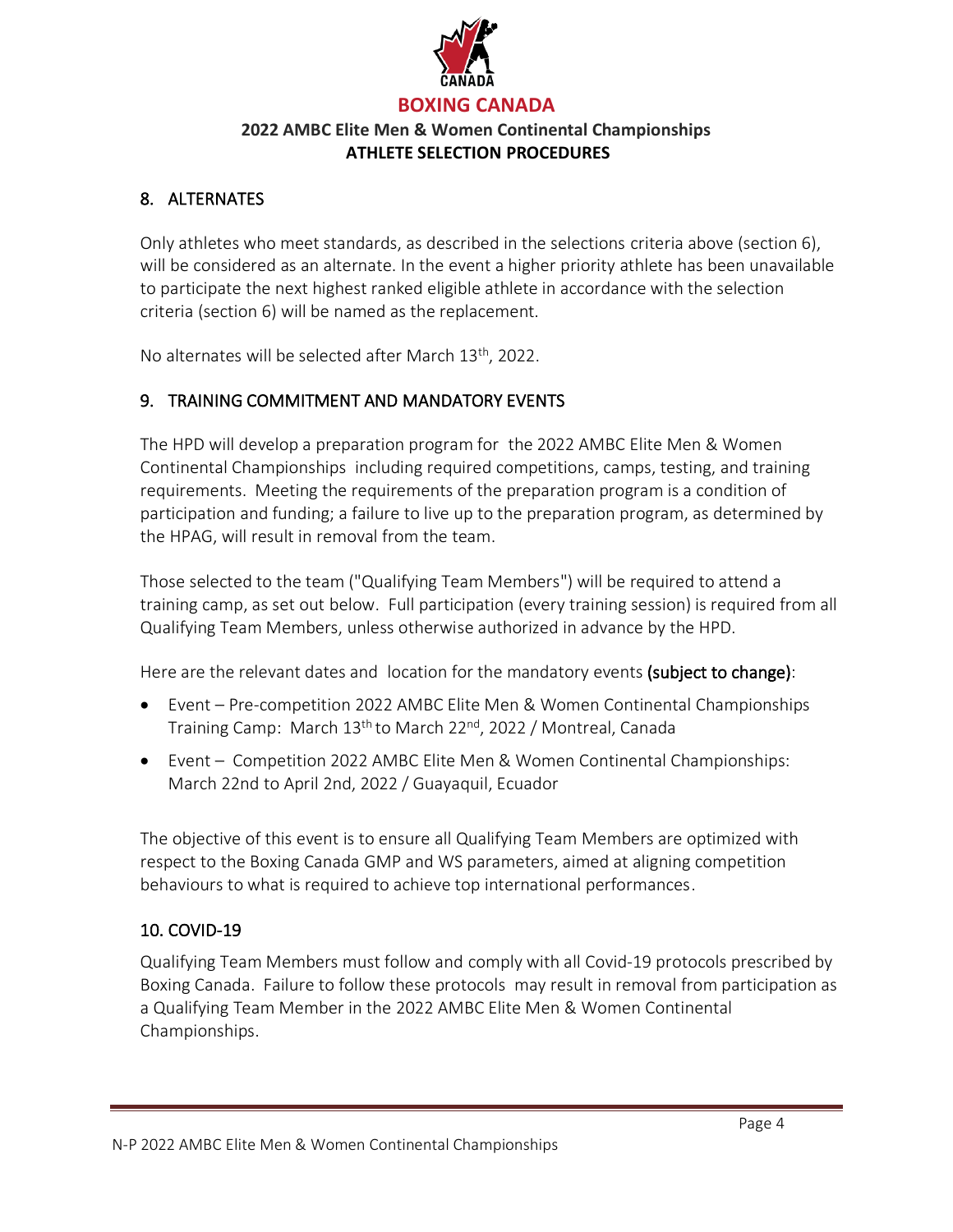## 8. ALTERNATES

Only athletes who meet standards, as described in the selections criteria above (section 6), will be considered as an alternate. In the event a higher priority athlete has been unavailable to participate the next highest ranked eligible athlete in accordance with the selection criteria (section 6) will be named as the replacement.

No alternates will be selected after March 13th, 2022.

## 9. TRAINING COMMITMENT AND MANDATORY EVENTS

The HPD will develop a preparation program for the 2022 AMBC Elite Men & Women Continental Championships including required competitions, camps, testing, and training requirements. Meeting the requirements of the preparation program is a condition of participation and funding; a failure to live up to the preparation program, as determined by the HPAG, will result in removal from the team.

Those selected to the team ("Qualifying Team Members") will be required to attend a training camp, as set out below. Full participation (every training session) is required from all Qualifying Team Members, unless otherwise authorized in advance by the HPD.

Here are the relevant dates and location for the mandatory events **(subject to change)**:

- Event – Pre-competition 2022 AMBC Elite Men & Women Continental Championships Training Camp: March 13th to March 22nd, 2022 / Montreal, Canada
- Event – Competition 2022 AMBC Elite Men & Women Continental Championships: March 22nd to April 2nd, 2022 / Guayaquil, Ecuador

The objective of this event is to ensure all Qualifying Team Members are optimized with respect to the Boxing Canada GMP and WS parameters, aimed at aligning competition behaviours to what is required to achieve top international performances.

## 10. COVID-19

Qualifying Team Members must follow and comply with all Covid-19 protocols prescribed by Boxing Canada. Failure to follow these protocols may result in removal from participation as a Qualifying Team Member in the 2022 AMBC Elite Men & Women Continental Championships.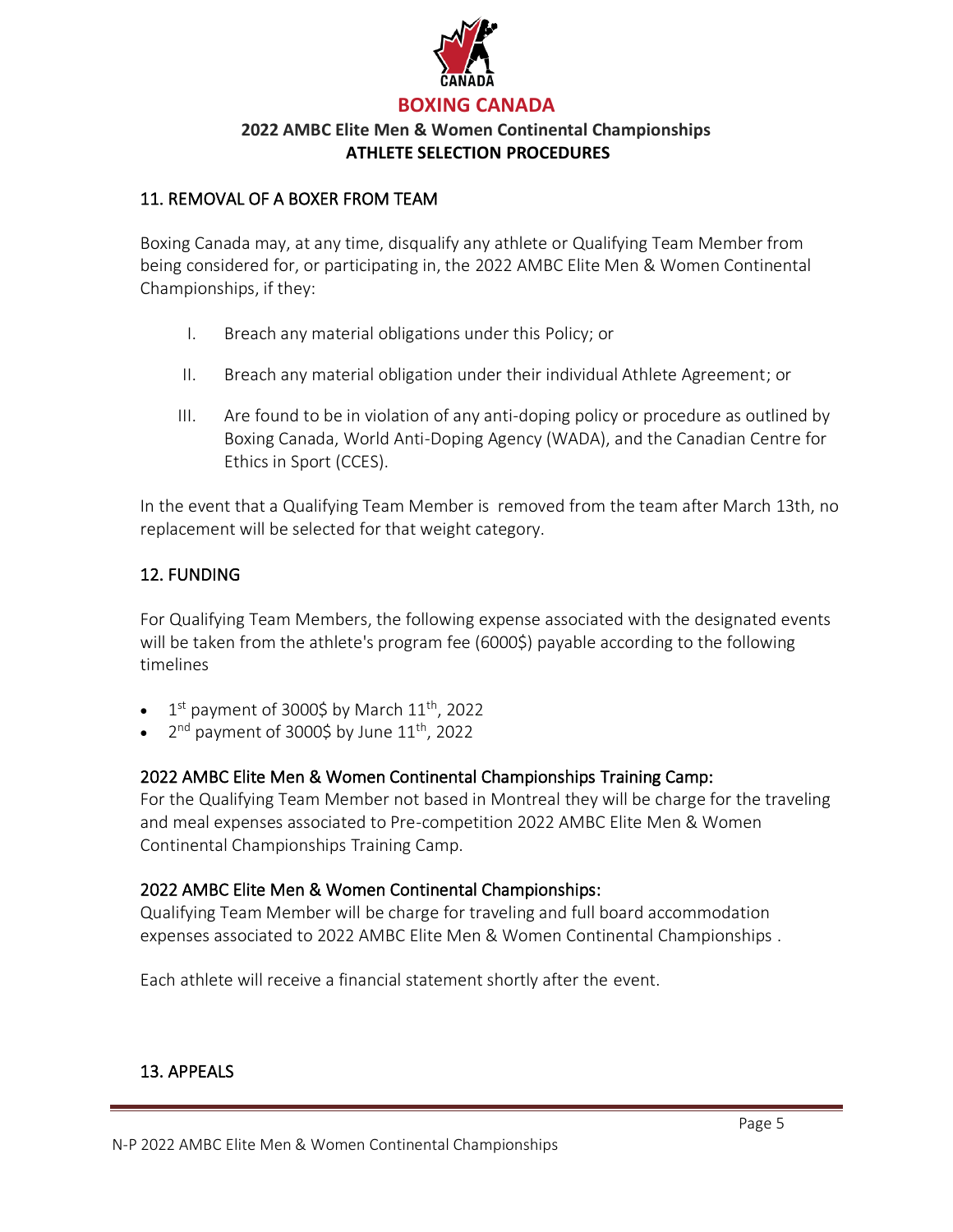## 11. REMOVAL OF A BOXER FROM TEAM

Boxing Canada may, at any time, disqualify any athlete or Qualifying Team Member from being considered for, or participating in, the 2022 AMBC Elite Men & Women Continental Championships, if they:

I. Breach any material obligations under this Policy; or

II. Breach any material obligation under their individual Athlete Agreement; or

III. Are found to be in violation of any anti-doping policy or procedure as outlined by Boxing Canada, World Anti-Doping Agency (WADA), and the Canadian Centre for Ethics in Sport (CCES).

In the event that a Qualifying Team Member is removed from the team after March 13th, no replacement will be selected for that weight category.

## 12. FUNDING

For Qualifying Team Members, the following expense associated with the designated events will be taken from the athlete's program fee (6000$) payable according to the following timelines

- 1st payment of 3000$ by March 11th, 2022
- 2nd payment of 3000$ by June 11th, 2022

### 2022 AMBC Elite Men & Women Continental Championships Training Camp:

For the Qualifying Team Member not based in Montreal they will be charge for the traveling and meal expenses associated to Pre-competition 2022 AMBC Elite Men & Women Continental Championships Training Camp.

### 2022 AMBC Elite Men & Women Continental Championships:

Qualifying Team Member will be charge for traveling and full board accommodation expenses associated to 2022 AMBC Elite Men & Women Continental Championships .

Each athlete will receive a financial statement shortly after the event.

## 13. APPEALS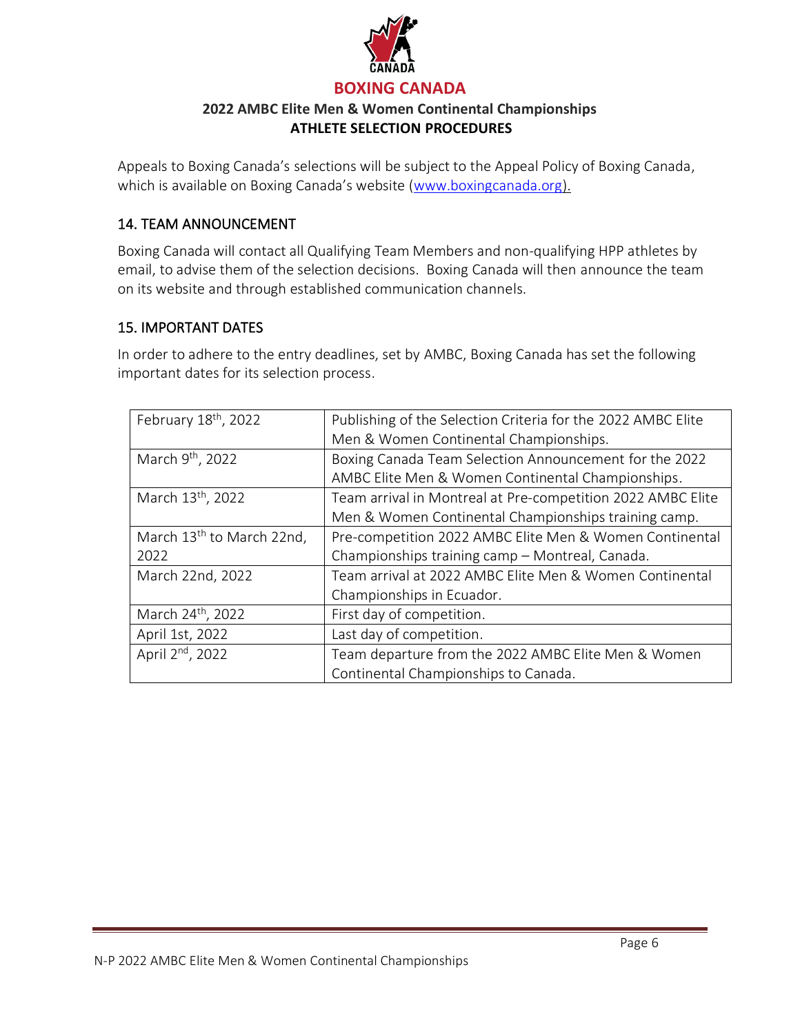Appeals to Boxing Canada's selections will be subject to the Appeal Policy of Boxing Canada, which is available on Boxing Canada's website (www.boxingcanada.org).

## 14. TEAM ANNOUNCEMENT

Boxing Canada will contact all Qualifying Team Members and non-qualifying HPP athletes by email, to advise them of the selection decisions. Boxing Canada will then announce the team on its website and through established communication channels.

## 15. IMPORTANT DATES

In order to adhere to the entry deadlines, set by AMBC, Boxing Canada has set the following important dates for its selection process.

| | |
|---|---|
| February 18th, 2022 | Publishing of the Selection Criteria for the 2022 AMBC Elite Men & Women Continental Championships. |
| March 9th, 2022 | Boxing Canada Team Selection Announcement for the 2022 AMBC Elite Men & Women Continental Championships. |
| March 13th, 2022 | Team arrival in Montreal at Pre-competition 2022 AMBC Elite Men & Women Continental Championships training camp. |
| March 13th to March 22nd, 2022 | Pre-competition 2022 AMBC Elite Men & Women Continental Championships training camp – Montreal, Canada. |
| March 22nd, 2022 | Team arrival at 2022 AMBC Elite Men & Women Continental Championships in Ecuador. |
| March 24th, 2022 | First day of competition. |
| April 1st, 2022 | Last day of competition. |
| April 2nd, 2022 | Team departure from the 2022 AMBC Elite Men & Women Continental Championships to Canada. |